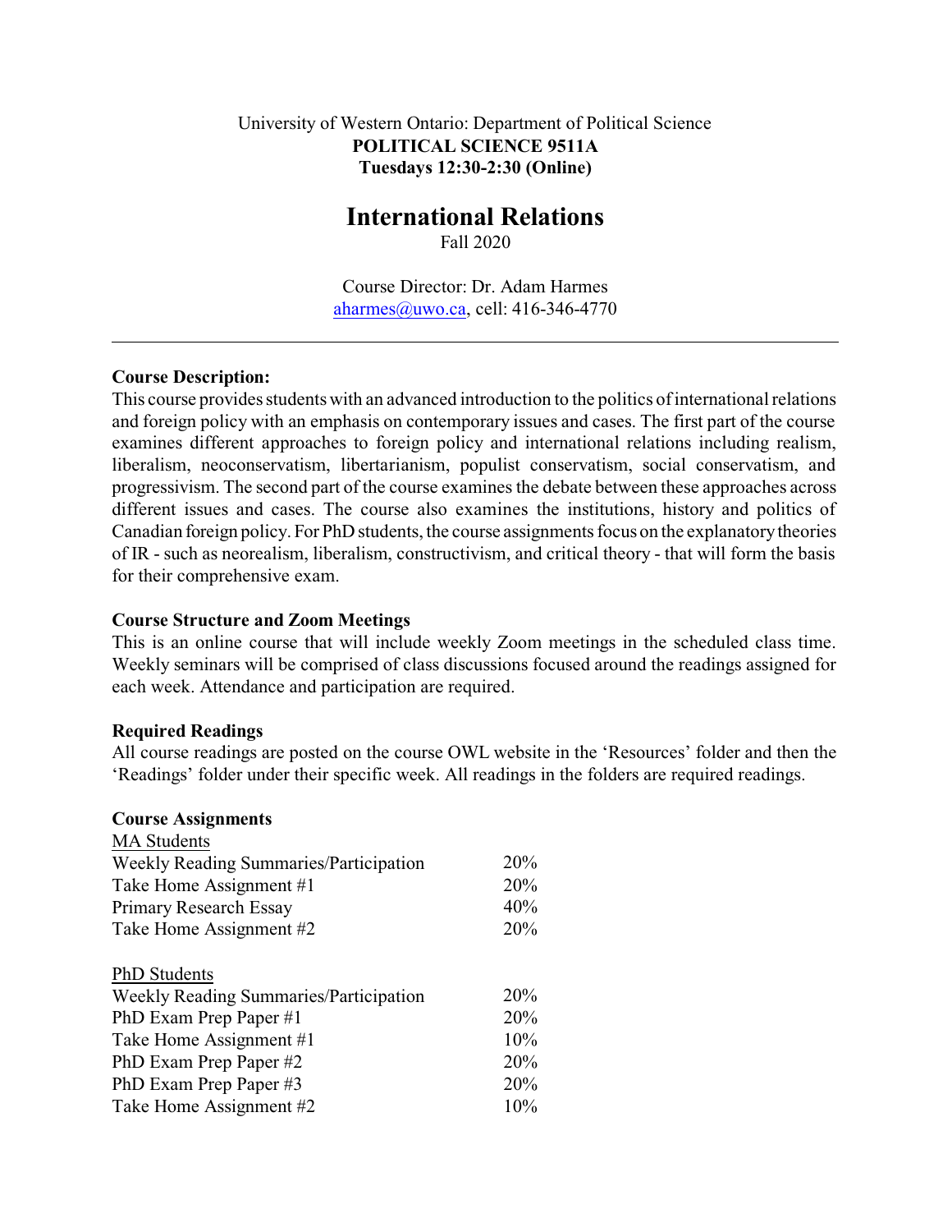University of Western Ontario: Department of Political Science
**POLITICAL SCIENCE 9511A**
**Tuesdays 12:30-2:30 (Online)**

# International Relations

Fall 2020

Course Director: Dr. Adam Harmes
aharmes@uwo.ca, cell: 416-346-4770

---

### Course Description:

This course provides students with an advanced introduction to the politics of international relations and foreign policy with an emphasis on contemporary issues and cases. The first part of the course examines different approaches to foreign policy and international relations including realism, liberalism, neoconservatism, libertarianism, populist conservatism, social conservatism, and progressivism. The second part of the course examines the debate between these approaches across different issues and cases. The course also examines the institutions, history and politics of Canadian foreign policy. For PhD students, the course assignments focus on the explanatory theories of IR - such as neorealism, liberalism, constructivism, and critical theory - that will form the basis for their comprehensive exam.

### Course Structure and Zoom Meetings

This is an online course that will include weekly Zoom meetings in the scheduled class time. Weekly seminars will be comprised of class discussions focused around the readings assigned for each week. Attendance and participation are required.

### Required Readings

All course readings are posted on the course OWL website in the 'Resources' folder and then the 'Readings' folder under their specific week. All readings in the folders are required readings.

### Course Assignments

| MA Students | |
|---|---|
| Weekly Reading Summaries/Participation | 20% |
| Take Home Assignment #1 | 20% |
| Primary Research Essay | 40% |
| Take Home Assignment #2 | 20% |

| PhD Students | |
|---|---|
| Weekly Reading Summaries/Participation | 20% |
| PhD Exam Prep Paper #1 | 20% |
| Take Home Assignment #1 | 10% |
| PhD Exam Prep Paper #2 | 20% |
| PhD Exam Prep Paper #3 | 20% |
| Take Home Assignment #2 | 10% |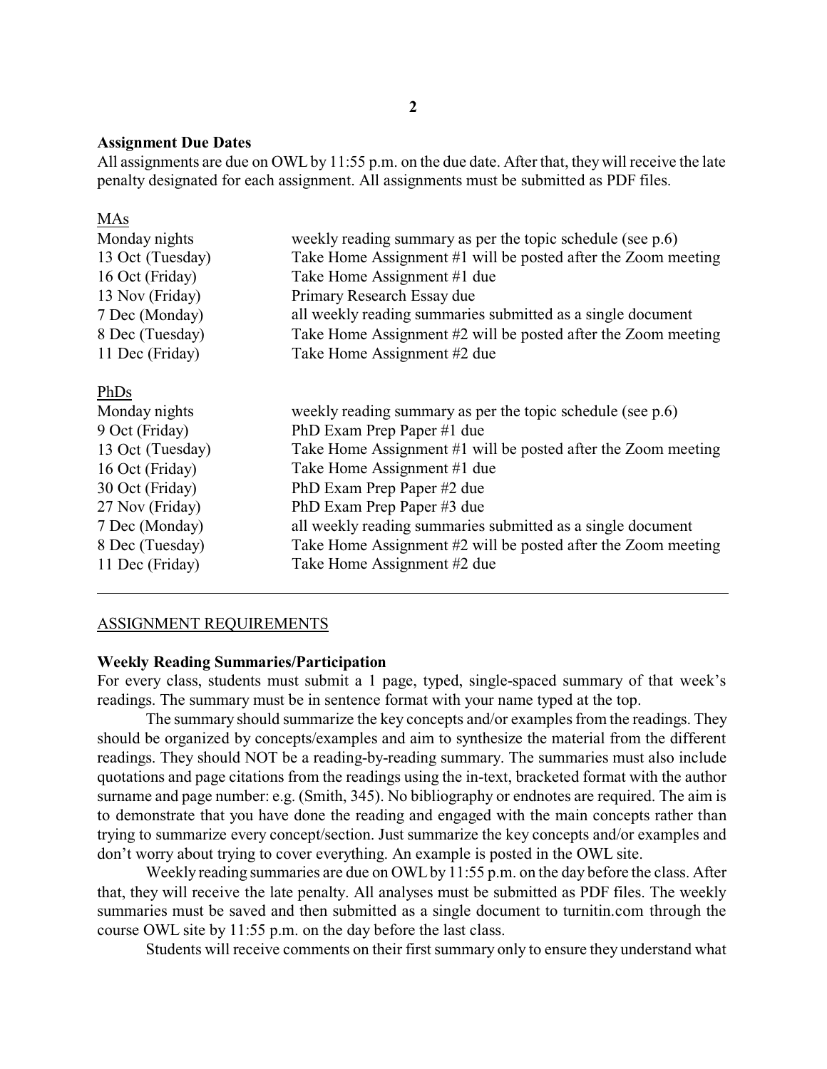### Assignment Due Dates

All assignments are due on OWL by 11:55 p.m. on the due date. After that, they will receive the late penalty designated for each assignment. All assignments must be submitted as PDF files.

MAs

| | |
|---|---|
| Monday nights | weekly reading summary as per the topic schedule (see p.6) |
| 13 Oct (Tuesday) | Take Home Assignment #1 will be posted after the Zoom meeting |
| 16 Oct (Friday) | Take Home Assignment #1 due |
| 13 Nov (Friday) | Primary Research Essay due |
| 7 Dec (Monday) | all weekly reading summaries submitted as a single document |
| 8 Dec (Tuesday) | Take Home Assignment #2 will be posted after the Zoom meeting |
| 11 Dec (Friday) | Take Home Assignment #2 due |

PhDs

| | |
|---|---|
| Monday nights | weekly reading summary as per the topic schedule (see p.6) |
| 9 Oct (Friday) | PhD Exam Prep Paper #1 due |
| 13 Oct (Tuesday) | Take Home Assignment #1 will be posted after the Zoom meeting |
| 16 Oct (Friday) | Take Home Assignment #1 due |
| 30 Oct (Friday) | PhD Exam Prep Paper #2 due |
| 27 Nov (Friday) | PhD Exam Prep Paper #3 due |
| 7 Dec (Monday) | all weekly reading summaries submitted as a single document |
| 8 Dec (Tuesday) | Take Home Assignment #2 will be posted after the Zoom meeting |
| 11 Dec (Friday) | Take Home Assignment #2 due |

---

## ASSIGNMENT REQUIREMENTS

### Weekly Reading Summaries/Participation

For every class, students must submit a 1 page, typed, single-spaced summary of that week's readings. The summary must be in sentence format with your name typed at the top.

The summary should summarize the key concepts and/or examples from the readings. They should be organized by concepts/examples and aim to synthesize the material from the different readings. They should NOT be a reading-by-reading summary. The summaries must also include quotations and page citations from the readings using the in-text, bracketed format with the author surname and page number: e.g. (Smith, 345). No bibliography or endnotes are required. The aim is to demonstrate that you have done the reading and engaged with the main concepts rather than trying to summarize every concept/section. Just summarize the key concepts and/or examples and don't worry about trying to cover everything. An example is posted in the OWL site.

Weekly reading summaries are due on OWL by 11:55 p.m. on the day before the class. After that, they will receive the late penalty. All analyses must be submitted as PDF files. The weekly summaries must be saved and then submitted as a single document to turnitin.com through the course OWL site by 11:55 p.m. on the day before the last class.

Students will receive comments on their first summary only to ensure they understand what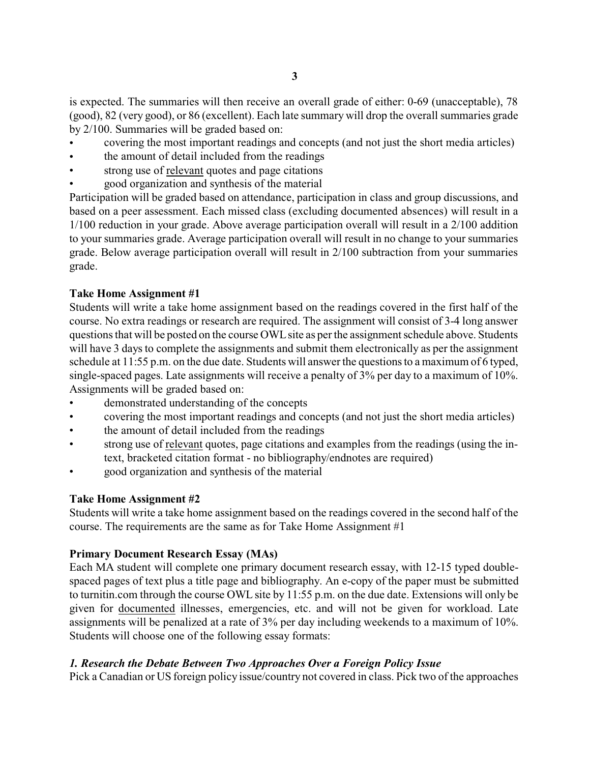is expected. The summaries will then receive an overall grade of either: 0-69 (unacceptable), 78 (good), 82 (very good), or 86 (excellent). Each late summary will drop the overall summaries grade by 2/100. Summaries will be graded based on:

- covering the most important readings and concepts (and not just the short media articles)
- the amount of detail included from the readings
- strong use of <u>relevant</u> quotes and page citations
- good organization and synthesis of the material

Participation will be graded based on attendance, participation in class and group discussions, and based on a peer assessment. Each missed class (excluding documented absences) will result in a 1/100 reduction in your grade. Above average participation overall will result in a 2/100 addition to your summaries grade. Average participation overall will result in no change to your summaries grade. Below average participation overall will result in 2/100 subtraction from your summaries grade.

**Take Home Assignment #1**

Students will write a take home assignment based on the readings covered in the first half of the course. No extra readings or research are required. The assignment will consist of 3-4 long answer questions that will be posted on the course OWL site as per the assignment schedule above. Students will have 3 days to complete the assignments and submit them electronically as per the assignment schedule at 11:55 p.m. on the due date. Students will answer the questions to a maximum of 6 typed, single-spaced pages. Late assignments will receive a penalty of 3% per day to a maximum of 10%. Assignments will be graded based on:

- demonstrated understanding of the concepts
- covering the most important readings and concepts (and not just the short media articles)
- the amount of detail included from the readings
- strong use of <u>relevant</u> quotes, page citations and examples from the readings (using the in-text, bracketed citation format - no bibliography/endnotes are required)
- good organization and synthesis of the material

**Take Home Assignment #2**

Students will write a take home assignment based on the readings covered in the second half of the course. The requirements are the same as for Take Home Assignment #1

**Primary Document Research Essay (MAs)**

Each MA student will complete one primary document research essay, with 12-15 typed double-spaced pages of text plus a title page and bibliography. An e-copy of the paper must be submitted to turnitin.com through the course OWL site by 11:55 p.m. on the due date. Extensions will only be given for <u>documented</u> illnesses, emergencies, etc. and will not be given for workload. Late assignments will be penalized at a rate of 3% per day including weekends to a maximum of 10%. Students will choose one of the following essay formats:

***1. Research the Debate Between Two Approaches Over a Foreign Policy Issue***

Pick a Canadian or US foreign policy issue/country not covered in class. Pick two of the approaches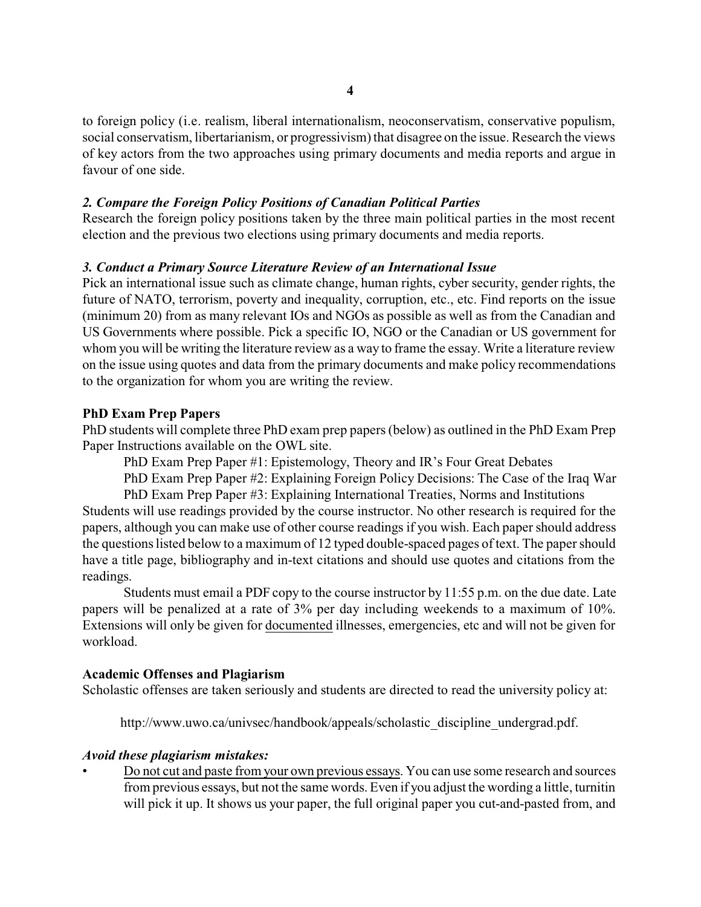to foreign policy (i.e. realism, liberal internationalism, neoconservatism, conservative populism, social conservatism, libertarianism, or progressivism) that disagree on the issue. Research the views of key actors from the two approaches using primary documents and media reports and argue in favour of one side.

***2. Compare the Foreign Policy Positions of Canadian Political Parties***

Research the foreign policy positions taken by the three main political parties in the most recent election and the previous two elections using primary documents and media reports.

***3. Conduct a Primary Source Literature Review of an International Issue***

Pick an international issue such as climate change, human rights, cyber security, gender rights, the future of NATO, terrorism, poverty and inequality, corruption, etc., etc. Find reports on the issue (minimum 20) from as many relevant IOs and NGOs as possible as well as from the Canadian and US Governments where possible. Pick a specific IO, NGO or the Canadian or US government for whom you will be writing the literature review as a way to frame the essay. Write a literature review on the issue using quotes and data from the primary documents and make policy recommendations to the organization for whom you are writing the review.

**PhD Exam Prep Papers**

PhD students will complete three PhD exam prep papers (below) as outlined in the PhD Exam Prep Paper Instructions available on the OWL site.

PhD Exam Prep Paper #1: Epistemology, Theory and IR's Four Great Debates

PhD Exam Prep Paper #2: Explaining Foreign Policy Decisions: The Case of the Iraq War

PhD Exam Prep Paper #3: Explaining International Treaties, Norms and Institutions

Students will use readings provided by the course instructor. No other research is required for the papers, although you can make use of other course readings if you wish. Each paper should address the questions listed below to a maximum of 12 typed double-spaced pages of text. The paper should have a title page, bibliography and in-text citations and should use quotes and citations from the readings.

Students must email a PDF copy to the course instructor by 11:55 p.m. on the due date. Late papers will be penalized at a rate of 3% per day including weekends to a maximum of 10%. Extensions will only be given for <u>documented</u> illnesses, emergencies, etc and will not be given for workload.

**Academic Offenses and Plagiarism**

Scholastic offenses are taken seriously and students are directed to read the university policy at:

http://www.uwo.ca/univsec/handbook/appeals/scholastic_discipline_undergrad.pdf.

***Avoid these plagiarism mistakes:***

- <u>Do not cut and paste from your own previous essays</u>. You can use some research and sources from previous essays, but not the same words. Even if you adjust the wording a little, turnitin will pick it up. It shows us your paper, the full original paper you cut-and-pasted from, and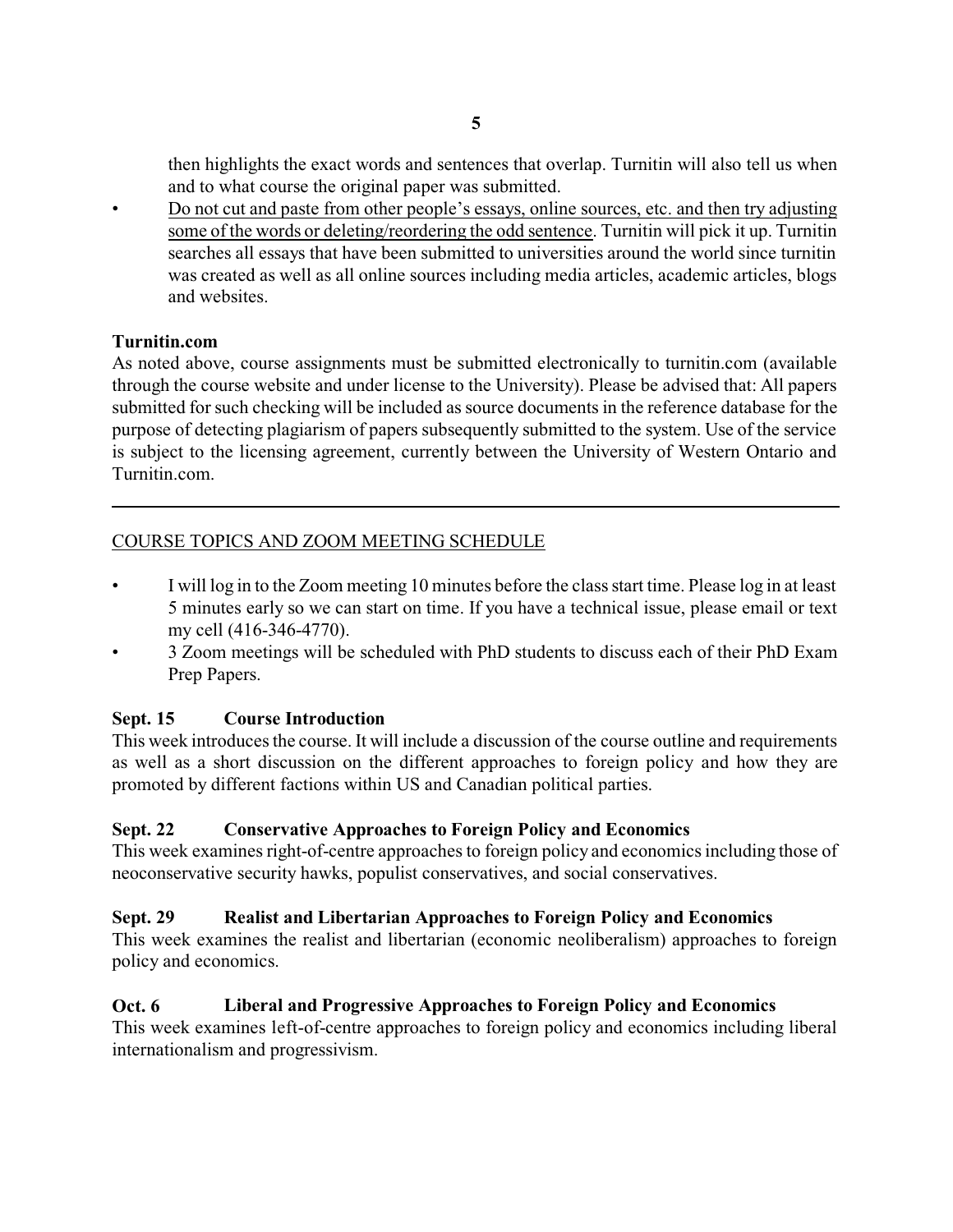then highlights the exact words and sentences that overlap. Turnitin will also tell us when and to what course the original paper was submitted.

- <u>Do not cut and paste from other people's essays, online sources, etc. and then try adjusting some of the words or deleting/reordering the odd sentence</u>. Turnitin will pick it up. Turnitin searches all essays that have been submitted to universities around the world since turnitin was created as well as all online sources including media articles, academic articles, blogs and websites.

**Turnitin.com**

As noted above, course assignments must be submitted electronically to turnitin.com (available through the course website and under license to the University). Please be advised that: All papers submitted for such checking will be included as source documents in the reference database for the purpose of detecting plagiarism of papers subsequently submitted to the system. Use of the service is subject to the licensing agreement, currently between the University of Western Ontario and Turnitin.com.

---

<u>COURSE TOPICS AND ZOOM MEETING SCHEDULE</u>

- I will log in to the Zoom meeting 10 minutes before the class start time. Please log in at least 5 minutes early so we can start on time. If you have a technical issue, please email or text my cell (416-346-4770).
- 3 Zoom meetings will be scheduled with PhD students to discuss each of their PhD Exam Prep Papers.

**Sept. 15 Course Introduction**

This week introduces the course. It will include a discussion of the course outline and requirements as well as a short discussion on the different approaches to foreign policy and how they are promoted by different factions within US and Canadian political parties.

**Sept. 22 Conservative Approaches to Foreign Policy and Economics**

This week examines right-of-centre approaches to foreign policy and economics including those of neoconservative security hawks, populist conservatives, and social conservatives.

**Sept. 29 Realist and Libertarian Approaches to Foreign Policy and Economics**

This week examines the realist and libertarian (economic neoliberalism) approaches to foreign policy and economics.

**Oct. 6 Liberal and Progressive Approaches to Foreign Policy and Economics**

This week examines left-of-centre approaches to foreign policy and economics including liberal internationalism and progressivism.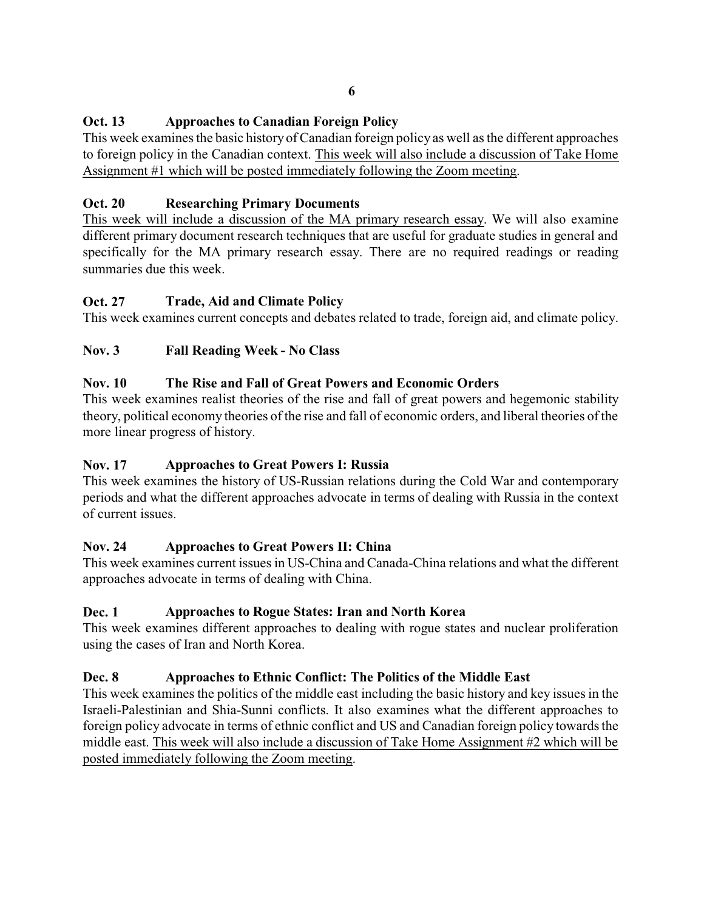**Oct. 13 Approaches to Canadian Foreign Policy**

This week examines the basic history of Canadian foreign policy as well as the different approaches to foreign policy in the Canadian context. <u>This week will also include a discussion of Take Home Assignment #1 which will be posted immediately following the Zoom meeting</u>.

**Oct. 20 Researching Primary Documents**

<u>This week will include a discussion of the MA primary research essay</u>. We will also examine different primary document research techniques that are useful for graduate studies in general and specifically for the MA primary research essay. There are no required readings or reading summaries due this week.

**Oct. 27 Trade, Aid and Climate Policy**

This week examines current concepts and debates related to trade, foreign aid, and climate policy.

**Nov. 3 Fall Reading Week - No Class**

**Nov. 10 The Rise and Fall of Great Powers and Economic Orders**

This week examines realist theories of the rise and fall of great powers and hegemonic stability theory, political economy theories of the rise and fall of economic orders, and liberal theories of the more linear progress of history.

**Nov. 17 Approaches to Great Powers I: Russia**

This week examines the history of US-Russian relations during the Cold War and contemporary periods and what the different approaches advocate in terms of dealing with Russia in the context of current issues.

**Nov. 24 Approaches to Great Powers II: China**

This week examines current issues in US-China and Canada-China relations and what the different approaches advocate in terms of dealing with China.

**Dec. 1 Approaches to Rogue States: Iran and North Korea**

This week examines different approaches to dealing with rogue states and nuclear proliferation using the cases of Iran and North Korea.

**Dec. 8 Approaches to Ethnic Conflict: The Politics of the Middle East**

This week examines the politics of the middle east including the basic history and key issues in the Israeli-Palestinian and Shia-Sunni conflicts. It also examines what the different approaches to foreign policy advocate in terms of ethnic conflict and US and Canadian foreign policy towards the middle east. <u>This week will also include a discussion of Take Home Assignment #2 which will be posted immediately following the Zoom meeting</u>.